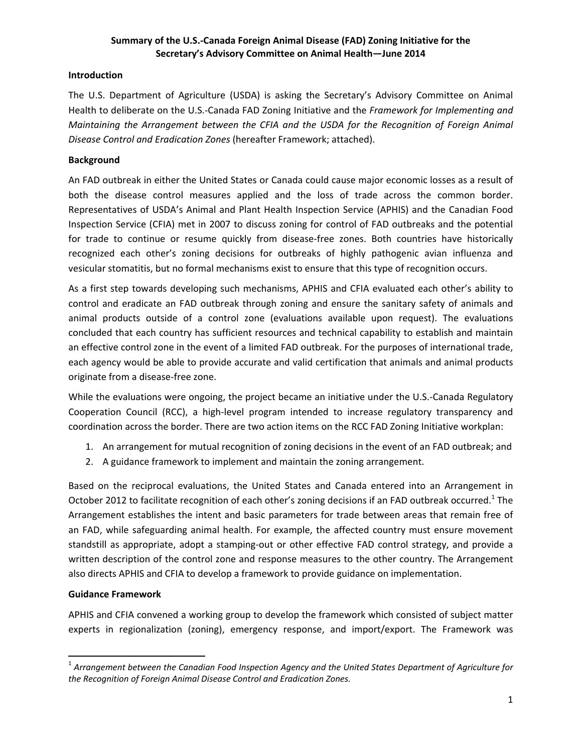# Summary of the U.S.-Canada Foreign Animal Disease (FAD) Zoning Initiative for the Secretary's Advisory Committee on Animal Health—June 2014

## Introduction

The U.S. Department of Agriculture (USDA) is asking the Secretary's Advisory Committee on Animal Health to deliberate on the U.S.-Canada FAD Zoning Initiative and the *Framework for Implementing and Maintaining the Arrangement between the CFIA and the USDA for the Recognition of Foreign Animal Disease Control and Eradication Zones* (hereafter Framework; attached).

## Background

An FAD outbreak in either the United States or Canada could cause major economic losses as a result of both the disease control measures applied and the loss of trade across the common border. Representatives of USDA's Animal and Plant Health Inspection Service (APHIS) and the Canadian Food Inspection Service (CFIA) met in 2007 to discuss zoning for control of FAD outbreaks and the potential for trade to continue or resume quickly from disease-free zones. Both countries have historically recognized each other's zoning decisions for outbreaks of highly pathogenic avian influenza and vesicular stomatitis, but no formal mechanisms exist to ensure that this type of recognition occurs.

As a first step towards developing such mechanisms, APHIS and CFIA evaluated each other's ability to control and eradicate an FAD outbreak through zoning and ensure the sanitary safety of animals and animal products outside of a control zone (evaluations available upon request). The evaluations concluded that each country has sufficient resources and technical capability to establish and maintain an effective control zone in the event of a limited FAD outbreak. For the purposes of international trade, each agency would be able to provide accurate and valid certification that animals and animal products originate from a disease-free zone.

While the evaluations were ongoing, the project became an initiative under the U.S.-Canada Regulatory Cooperation Council (RCC), a high-level program intended to increase regulatory transparency and coordination across the border. There are two action items on the RCC FAD Zoning Initiative workplan:

1. An arrangement for mutual recognition of zoning decisions in the event of an FAD outbreak; and
2. A guidance framework to implement and maintain the zoning arrangement.

Based on the reciprocal evaluations, the United States and Canada entered into an Arrangement in October 2012 to facilitate recognition of each other's zoning decisions if an FAD outbreak occurred.[1] The Arrangement establishes the intent and basic parameters for trade between areas that remain free of an FAD, while safeguarding animal health. For example, the affected country must ensure movement standstill as appropriate, adopt a stamping-out or other effective FAD control strategy, and provide a written description of the control zone and response measures to the other country. The Arrangement also directs APHIS and CFIA to develop a framework to provide guidance on implementation.

## Guidance Framework

APHIS and CFIA convened a working group to develop the framework which consisted of subject matter experts in regionalization (zoning), emergency response, and import/export. The Framework was

---

[1] *Arrangement between the Canadian Food Inspection Agency and the United States Department of Agriculture for the Recognition of Foreign Animal Disease Control and Eradication Zones.*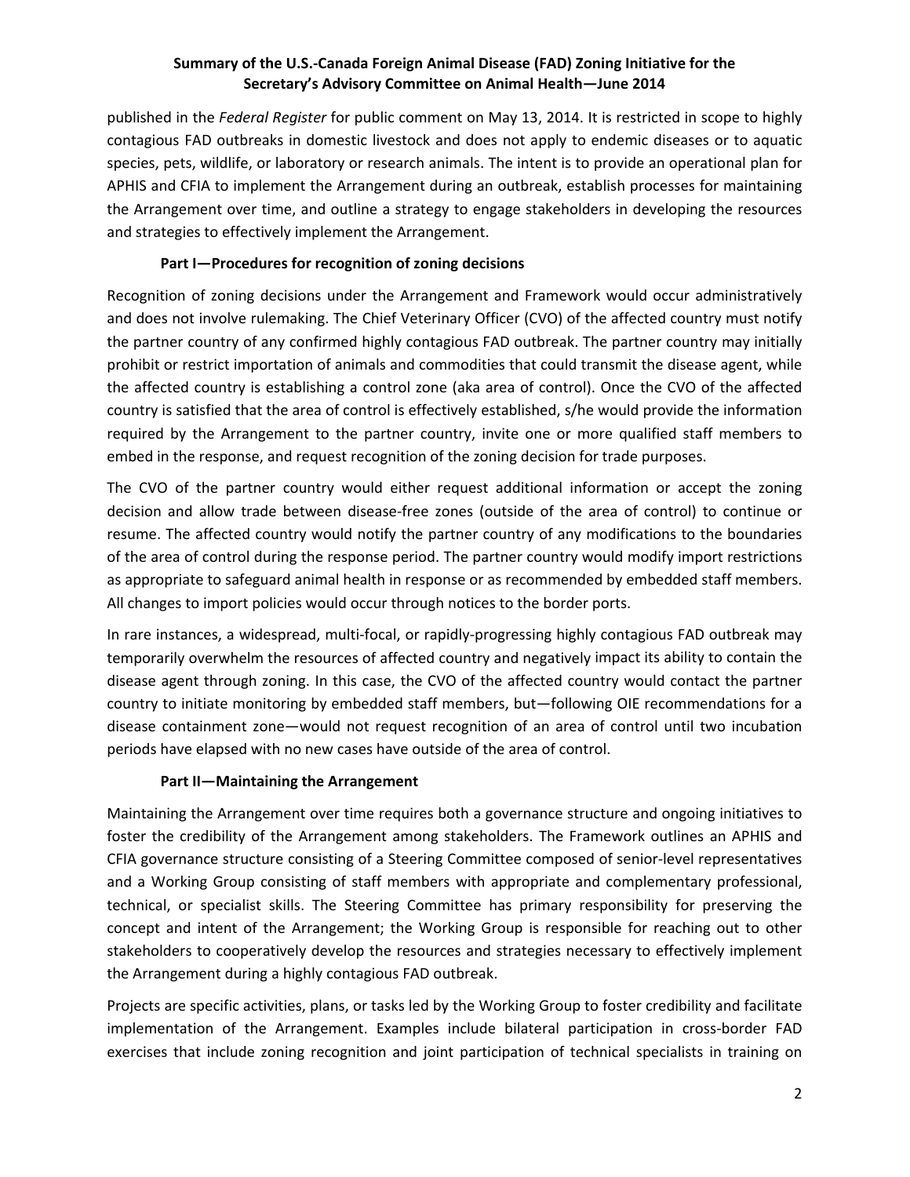published in the *Federal Register* for public comment on May 13, 2014. It is restricted in scope to highly contagious FAD outbreaks in domestic livestock and does not apply to endemic diseases or to aquatic species, pets, wildlife, or laboratory or research animals. The intent is to provide an operational plan for APHIS and CFIA to implement the Arrangement during an outbreak, establish processes for maintaining the Arrangement over time, and outline a strategy to engage stakeholders in developing the resources and strategies to effectively implement the Arrangement.

### Part I—Procedures for recognition of zoning decisions

Recognition of zoning decisions under the Arrangement and Framework would occur administratively and does not involve rulemaking. The Chief Veterinary Officer (CVO) of the affected country must notify the partner country of any confirmed highly contagious FAD outbreak. The partner country may initially prohibit or restrict importation of animals and commodities that could transmit the disease agent, while the affected country is establishing a control zone (aka area of control). Once the CVO of the affected country is satisfied that the area of control is effectively established, s/he would provide the information required by the Arrangement to the partner country, invite one or more qualified staff members to embed in the response, and request recognition of the zoning decision for trade purposes.

The CVO of the partner country would either request additional information or accept the zoning decision and allow trade between disease-free zones (outside of the area of control) to continue or resume. The affected country would notify the partner country of any modifications to the boundaries of the area of control during the response period. The partner country would modify import restrictions as appropriate to safeguard animal health in response or as recommended by embedded staff members. All changes to import policies would occur through notices to the border ports.

In rare instances, a widespread, multi-focal, or rapidly-progressing highly contagious FAD outbreak may temporarily overwhelm the resources of affected country and negatively impact its ability to contain the disease agent through zoning. In this case, the CVO of the affected country would contact the partner country to initiate monitoring by embedded staff members, but—following OIE recommendations for a disease containment zone—would not request recognition of an area of control until two incubation periods have elapsed with no new cases have outside of the area of control.

### Part II—Maintaining the Arrangement

Maintaining the Arrangement over time requires both a governance structure and ongoing initiatives to foster the credibility of the Arrangement among stakeholders. The Framework outlines an APHIS and CFIA governance structure consisting of a Steering Committee composed of senior-level representatives and a Working Group consisting of staff members with appropriate and complementary professional, technical, or specialist skills. The Steering Committee has primary responsibility for preserving the concept and intent of the Arrangement; the Working Group is responsible for reaching out to other stakeholders to cooperatively develop the resources and strategies necessary to effectively implement the Arrangement during a highly contagious FAD outbreak.

Projects are specific activities, plans, or tasks led by the Working Group to foster credibility and facilitate implementation of the Arrangement. Examples include bilateral participation in cross-border FAD exercises that include zoning recognition and joint participation of technical specialists in training on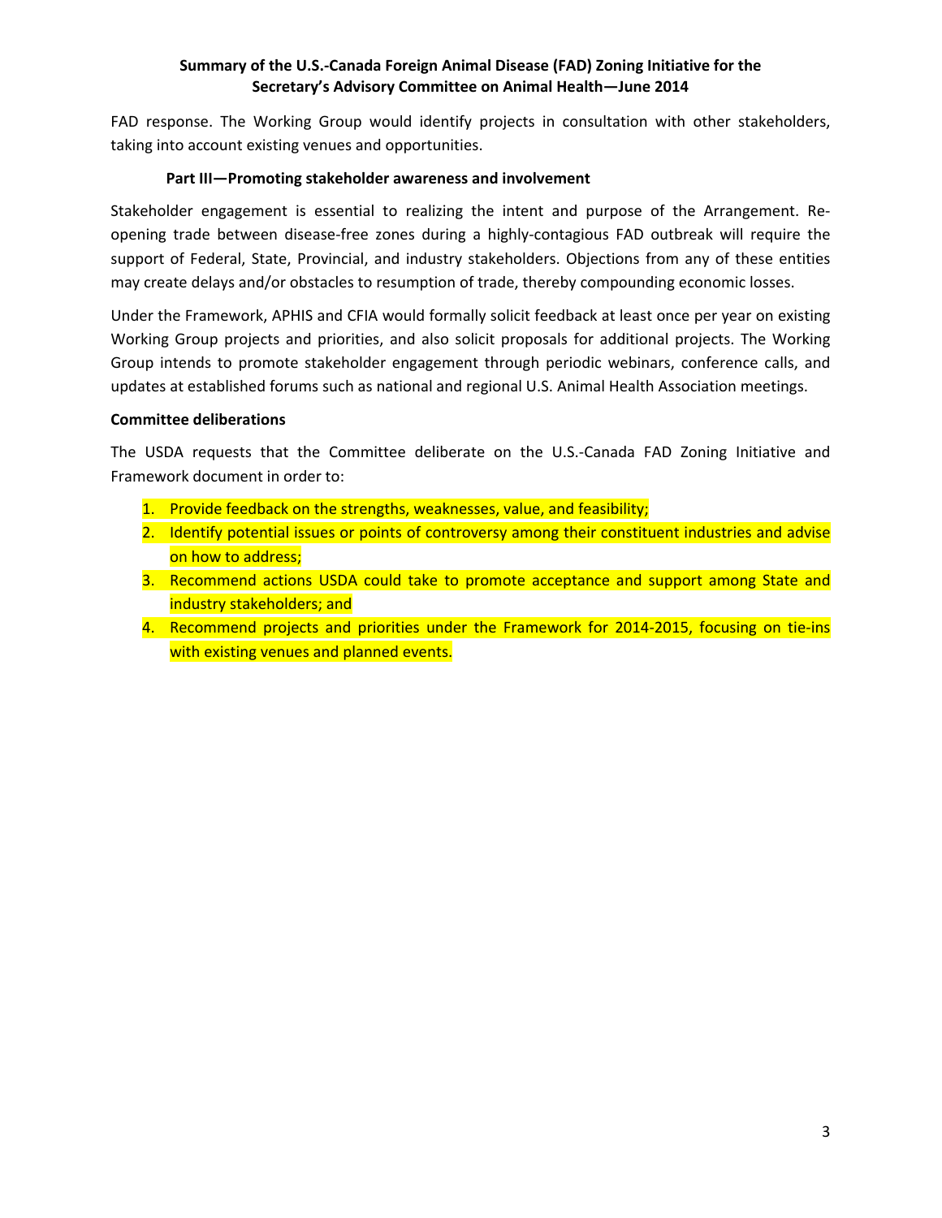FAD response. The Working Group would identify projects in consultation with other stakeholders, taking into account existing venues and opportunities.

### Part III—Promoting stakeholder awareness and involvement

Stakeholder engagement is essential to realizing the intent and purpose of the Arrangement. Re-opening trade between disease-free zones during a highly-contagious FAD outbreak will require the support of Federal, State, Provincial, and industry stakeholders. Objections from any of these entities may create delays and/or obstacles to resumption of trade, thereby compounding economic losses.

Under the Framework, APHIS and CFIA would formally solicit feedback at least once per year on existing Working Group projects and priorities, and also solicit proposals for additional projects. The Working Group intends to promote stakeholder engagement through periodic webinars, conference calls, and updates at established forums such as national and regional U.S. Animal Health Association meetings.

## Committee deliberations

The USDA requests that the Committee deliberate on the U.S.-Canada FAD Zoning Initiative and Framework document in order to:

1. Provide feedback on the strengths, weaknesses, value, and feasibility;
2. Identify potential issues or points of controversy among their constituent industries and advise on how to address;
3. Recommend actions USDA could take to promote acceptance and support among State and industry stakeholders; and
4. Recommend projects and priorities under the Framework for 2014-2015, focusing on tie-ins with existing venues and planned events.